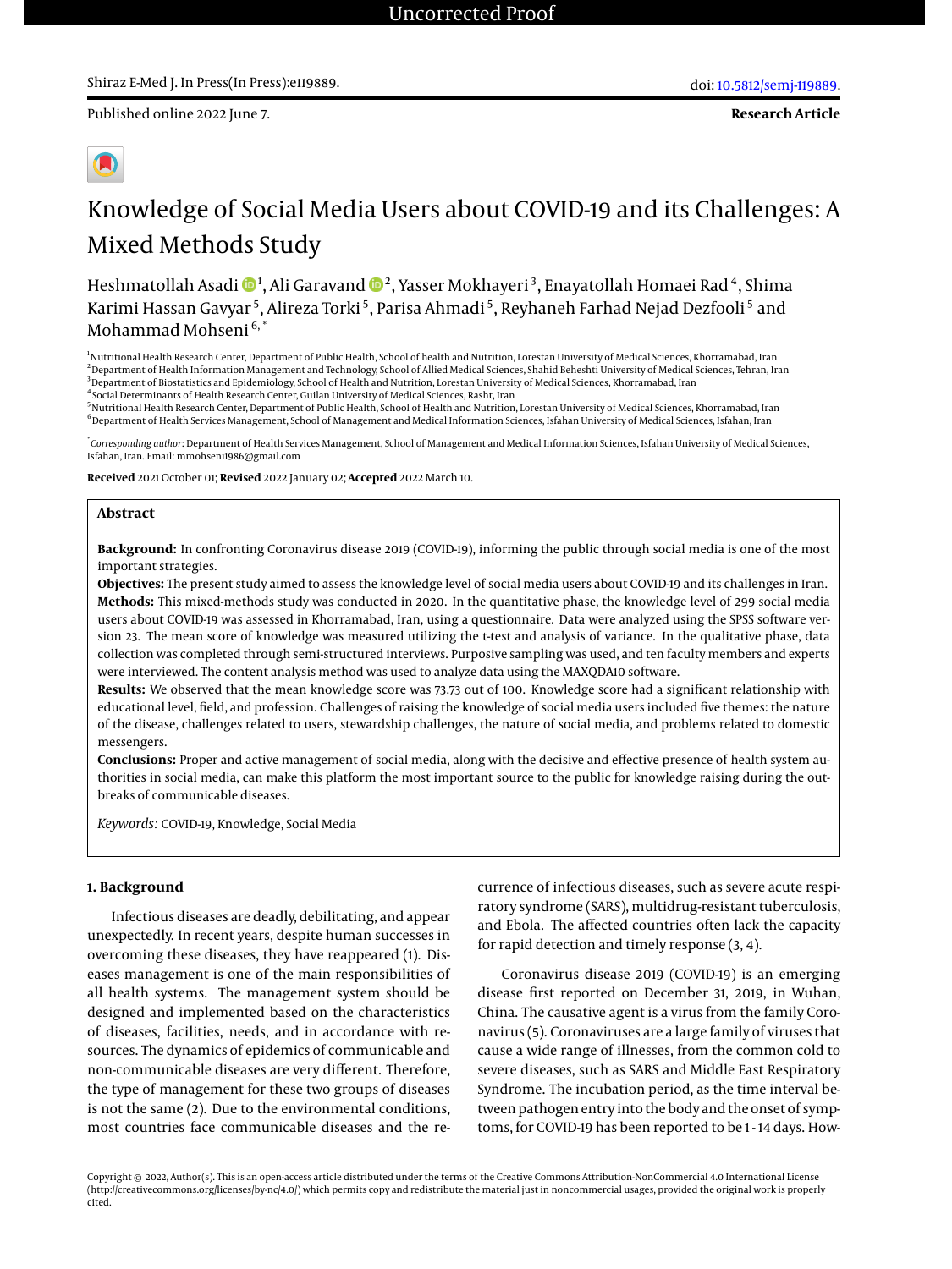Uncorrected Proof

Shiraz E-Med J. In Press(In Press):e119889.

doi: 10.5812/semj-119889.

Published online 2022 June 7.

**Research Article**

# Knowledge of Social Media Users about COVID-19 and its Challenges: A Mixed Methods Study

Heshmatollah Asadi [1], Ali Garavand [2], Yasser Mokhayeri [3], Enayatollah Homaei Rad [4], Shima Karimi Hassan Gavyar [5], Alireza Torki [5], Parisa Ahmadi [5], Reyhaneh Farhad Nejad Dezfooli [5] and Mohammad Mohseni [6, *]

[1] Nutritional Health Research Center, Department of Public Health, School of health and Nutrition, Lorestan University of Medical Sciences, Khorramabad, Iran
[2] Department of Health Information Management and Technology, School of Allied Medical Sciences, Shahid Beheshti University of Medical Sciences, Tehran, Iran
[3] Department of Biostatistics and Epidemiology, School of Health and Nutrition, Lorestan University of Medical Sciences, Khorramabad, Iran
[4] Social Determinants of Health Research Center, Guilan University of Medical Sciences, Rasht, Iran
[5] Nutritional Health Research Center, Department of Public Health, School of Health and Nutrition, Lorestan University of Medical Sciences, Khorramabad, Iran
[6] Department of Health Services Management, School of Management and Medical Information Sciences, Isfahan University of Medical Sciences, Isfahan, Iran

[*] *Corresponding author*: Department of Health Services Management, School of Management and Medical Information Sciences, Isfahan University of Medical Sciences, Isfahan, Iran. Email: mmohseni1986@gmail.com

**Received** 2021 October 01; **Revised** 2022 January 02; **Accepted** 2022 March 10.

## Abstract

**Background:** In confronting Coronavirus disease 2019 (COVID-19), informing the public through social media is one of the most important strategies.

**Objectives:** The present study aimed to assess the knowledge level of social media users about COVID-19 and its challenges in Iran.

**Methods:** This mixed-methods study was conducted in 2020. In the quantitative phase, the knowledge level of 299 social media users about COVID-19 was assessed in Khorramabad, Iran, using a questionnaire. Data were analyzed using the SPSS software version 23. The mean score of knowledge was measured utilizing the t-test and analysis of variance. In the qualitative phase, data collection was completed through semi-structured interviews. Purposive sampling was used, and ten faculty members and experts were interviewed. The content analysis method was used to analyze data using the MAXQDA10 software.

**Results:** We observed that the mean knowledge score was 73.73 out of 100. Knowledge score had a significant relationship with educational level, field, and profession. Challenges of raising the knowledge of social media users included five themes: the nature of the disease, challenges related to users, stewardship challenges, the nature of social media, and problems related to domestic messengers.

**Conclusions:** Proper and active management of social media, along with the decisive and effective presence of health system authorities in social media, can make this platform the most important source to the public for knowledge raising during the outbreaks of communicable diseases.

*Keywords:* COVID-19, Knowledge, Social Media

## 1. Background

Infectious diseases are deadly, debilitating, and appear unexpectedly. In recent years, despite human successes in overcoming these diseases, they have reappeared (1). Diseases management is one of the main responsibilities of all health systems. The management system should be designed and implemented based on the characteristics of diseases, facilities, needs, and in accordance with resources. The dynamics of epidemics of communicable and non-communicable diseases are very different. Therefore, the type of management for these two groups of diseases is not the same (2). Due to the environmental conditions, most countries face communicable diseases and the recurrence of infectious diseases, such as severe acute respiratory syndrome (SARS), multidrug-resistant tuberculosis, and Ebola. The affected countries often lack the capacity for rapid detection and timely response (3, 4).

Coronavirus disease 2019 (COVID-19) is an emerging disease first reported on December 31, 2019, in Wuhan, China. The causative agent is a virus from the family Coronavirus (5). Coronaviruses are a large family of viruses that cause a wide range of illnesses, from the common cold to severe diseases, such as SARS and Middle East Respiratory Syndrome. The incubation period, as the time interval between pathogen entry into the body and the onset of symptoms, for COVID-19 has been reported to be 1 - 14 days. How-

Copyright © 2022, Author(s). This is an open-access article distributed under the terms of the Creative Commons Attribution-NonCommercial 4.0 International License (http://creativecommons.org/licenses/by-nc/4.0/) which permits copy and redistribute the material just in noncommercial usages, provided the original work is properly cited.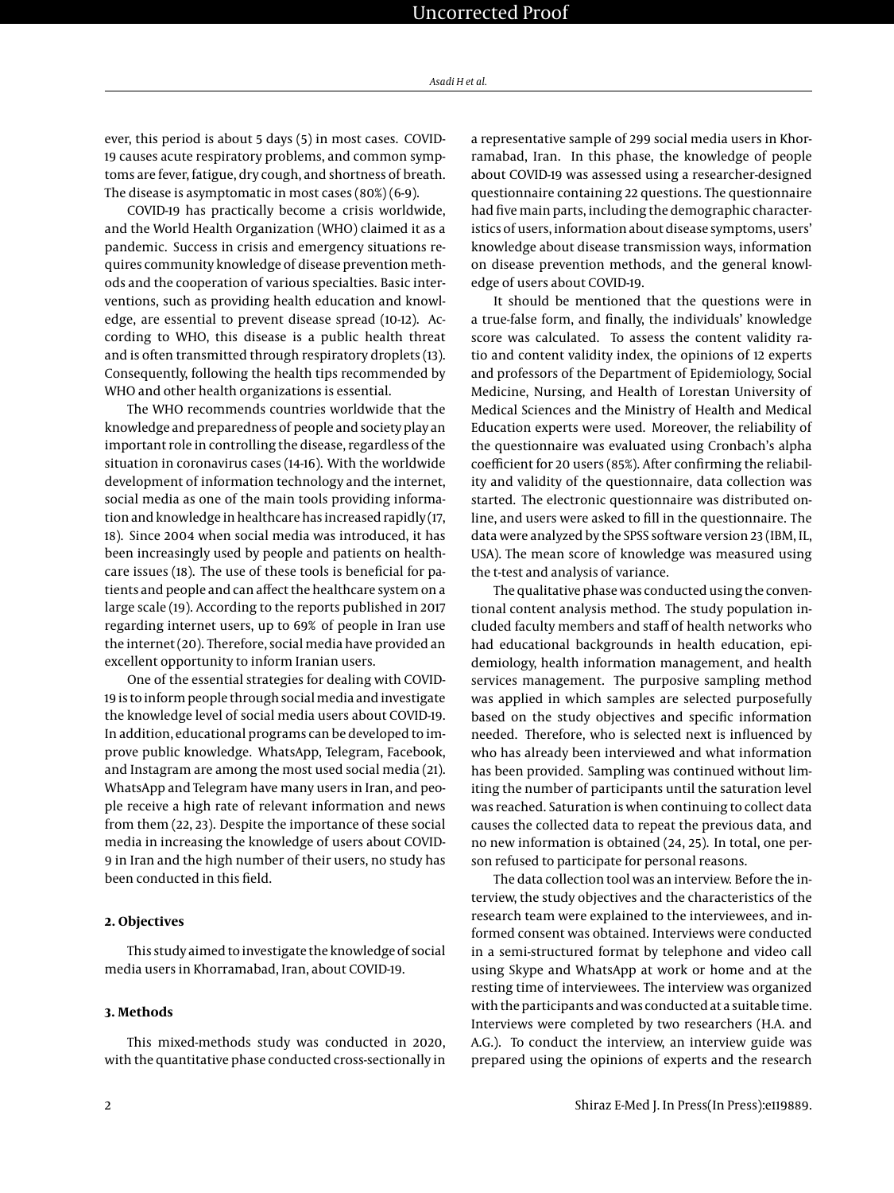ever, this period is about 5 days (5) in most cases. COVID-19 causes acute respiratory problems, and common symptoms are fever, fatigue, dry cough, and shortness of breath. The disease is asymptomatic in most cases (80%) (6-9).

COVID-19 has practically become a crisis worldwide, and the World Health Organization (WHO) claimed it as a pandemic. Success in crisis and emergency situations requires community knowledge of disease prevention methods and the cooperation of various specialties. Basic interventions, such as providing health education and knowledge, are essential to prevent disease spread (10-12). According to WHO, this disease is a public health threat and is often transmitted through respiratory droplets (13). Consequently, following the health tips recommended by WHO and other health organizations is essential.

The WHO recommends countries worldwide that the knowledge and preparedness of people and society play an important role in controlling the disease, regardless of the situation in coronavirus cases (14-16). With the worldwide development of information technology and the internet, social media as one of the main tools providing information and knowledge in healthcare has increased rapidly (17, 18). Since 2004 when social media was introduced, it has been increasingly used by people and patients on healthcare issues (18). The use of these tools is beneficial for patients and people and can affect the healthcare system on a large scale (19). According to the reports published in 2017 regarding internet users, up to 69% of people in Iran use the internet (20). Therefore, social media have provided an excellent opportunity to inform Iranian users.

One of the essential strategies for dealing with COVID-19 is to inform people through social media and investigate the knowledge level of social media users about COVID-19. In addition, educational programs can be developed to improve public knowledge. WhatsApp, Telegram, Facebook, and Instagram are among the most used social media (21). WhatsApp and Telegram have many users in Iran, and people receive a high rate of relevant information and news from them (22, 23). Despite the importance of these social media in increasing the knowledge of users about COVID-9 in Iran and the high number of their users, no study has been conducted in this field.

## 2. Objectives

This study aimed to investigate the knowledge of social media users in Khorramabad, Iran, about COVID-19.

## 3. Methods

This mixed-methods study was conducted in 2020, with the quantitative phase conducted cross-sectionally in a representative sample of 299 social media users in Khorramabad, Iran. In this phase, the knowledge of people about COVID-19 was assessed using a researcher-designed questionnaire containing 22 questions. The questionnaire had five main parts, including the demographic characteristics of users, information about disease symptoms, users' knowledge about disease transmission ways, information on disease prevention methods, and the general knowledge of users about COVID-19.

It should be mentioned that the questions were in a true-false form, and finally, the individuals' knowledge score was calculated. To assess the content validity ratio and content validity index, the opinions of 12 experts and professors of the Department of Epidemiology, Social Medicine, Nursing, and Health of Lorestan University of Medical Sciences and the Ministry of Health and Medical Education experts were used. Moreover, the reliability of the questionnaire was evaluated using Cronbach's alpha coefficient for 20 users (85%). After confirming the reliability and validity of the questionnaire, data collection was started. The electronic questionnaire was distributed online, and users were asked to fill in the questionnaire. The data were analyzed by the SPSS software version 23 (IBM, IL, USA). The mean score of knowledge was measured using the t-test and analysis of variance.

The qualitative phase was conducted using the conventional content analysis method. The study population included faculty members and staff of health networks who had educational backgrounds in health education, epidemiology, health information management, and health services management. The purposive sampling method was applied in which samples are selected purposefully based on the study objectives and specific information needed. Therefore, who is selected next is influenced by who has already been interviewed and what information has been provided. Sampling was continued without limiting the number of participants until the saturation level was reached. Saturation is when continuing to collect data causes the collected data to repeat the previous data, and no new information is obtained (24, 25). In total, one person refused to participate for personal reasons.

The data collection tool was an interview. Before the interview, the study objectives and the characteristics of the research team were explained to the interviewees, and informed consent was obtained. Interviews were conducted in a semi-structured format by telephone and video call using Skype and WhatsApp at work or home and at the resting time of interviewees. The interview was organized with the participants and was conducted at a suitable time. Interviews were completed by two researchers (H.A. and A.G.). To conduct the interview, an interview guide was prepared using the opinions of experts and the research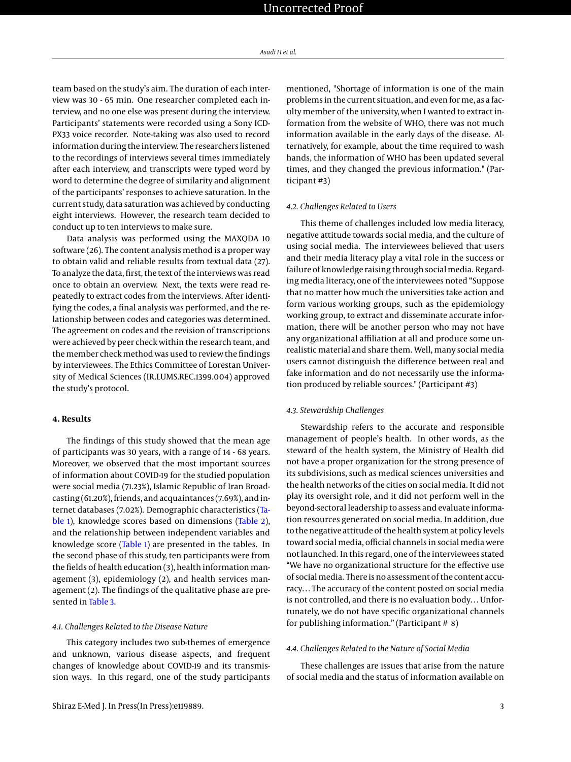team based on the study's aim. The duration of each interview was 30 - 65 min. One researcher completed each interview, and no one else was present during the interview. Participants' statements were recorded using a Sony ICD-PX33 voice recorder. Note-taking was also used to record information during the interview. The researchers listened to the recordings of interviews several times immediately after each interview, and transcripts were typed word by word to determine the degree of similarity and alignment of the participants' responses to achieve saturation. In the current study, data saturation was achieved by conducting eight interviews. However, the research team decided to conduct up to ten interviews to make sure.

Data analysis was performed using the MAXQDA 10 software (26). The content analysis method is a proper way to obtain valid and reliable results from textual data (27). To analyze the data, first, the text of the interviews was read once to obtain an overview. Next, the texts were read repeatedly to extract codes from the interviews. After identifying the codes, a final analysis was performed, and the relationship between codes and categories was determined. The agreement on codes and the revision of transcriptions were achieved by peer check within the research team, and the member check method was used to review the findings by interviewees. The Ethics Committee of Lorestan University of Medical Sciences (IR.LUMS.REC.1399.004) approved the study's protocol.

## 4. Results

The findings of this study showed that the mean age of participants was 30 years, with a range of 14 - 68 years. Moreover, we observed that the most important sources of information about COVID-19 for the studied population were social media (71.23%), Islamic Republic of Iran Broadcasting (61.20%), friends, and acquaintances (7.69%), and internet databases (7.02%). Demographic characteristics (Table 1), knowledge scores based on dimensions (Table 2), and the relationship between independent variables and knowledge score (Table 1) are presented in the tables. In the second phase of this study, ten participants were from the fields of health education (3), health information management (3), epidemiology (2), and health services management (2). The findings of the qualitative phase are presented in Table 3.

### 4.1. Challenges Related to the Disease Nature

This category includes two sub-themes of emergence and unknown, various disease aspects, and frequent changes of knowledge about COVID-19 and its transmission ways. In this regard, one of the study participants mentioned, "Shortage of information is one of the main problems in the current situation, and even for me, as a faculty member of the university, when I wanted to extract information from the website of WHO, there was not much information available in the early days of the disease. Alternatively, for example, about the time required to wash hands, the information of WHO has been updated several times, and they changed the previous information." (Participant #3)

### 4.2. Challenges Related to Users

This theme of challenges included low media literacy, negative attitude towards social media, and the culture of using social media. The interviewees believed that users and their media literacy play a vital role in the success or failure of knowledge raising through social media. Regarding media literacy, one of the interviewees noted "Suppose that no matter how much the universities take action and form various working groups, such as the epidemiology working group, to extract and disseminate accurate information, there will be another person who may not have any organizational affiliation at all and produce some unrealistic material and share them. Well, many social media users cannot distinguish the difference between real and fake information and do not necessarily use the information produced by reliable sources." (Participant #3)

### 4.3. Stewardship Challenges

Stewardship refers to the accurate and responsible management of people's health. In other words, as the steward of the health system, the Ministry of Health did not have a proper organization for the strong presence of its subdivisions, such as medical sciences universities and the health networks of the cities on social media. It did not play its oversight role, and it did not perform well in the beyond-sectoral leadership to assess and evaluate information resources generated on social media. In addition, due to the negative attitude of the health system at policy levels toward social media, official channels in social media were not launched. In this regard, one of the interviewees stated "We have no organizational structure for the effective use of social media. There is no assessment of the content accuracy… The accuracy of the content posted on social media is not controlled, and there is no evaluation body… Unfortunately, we do not have specific organizational channels for publishing information." (Participant # 8)

### 4.4. Challenges Related to the Nature of Social Media

These challenges are issues that arise from the nature of social media and the status of information available on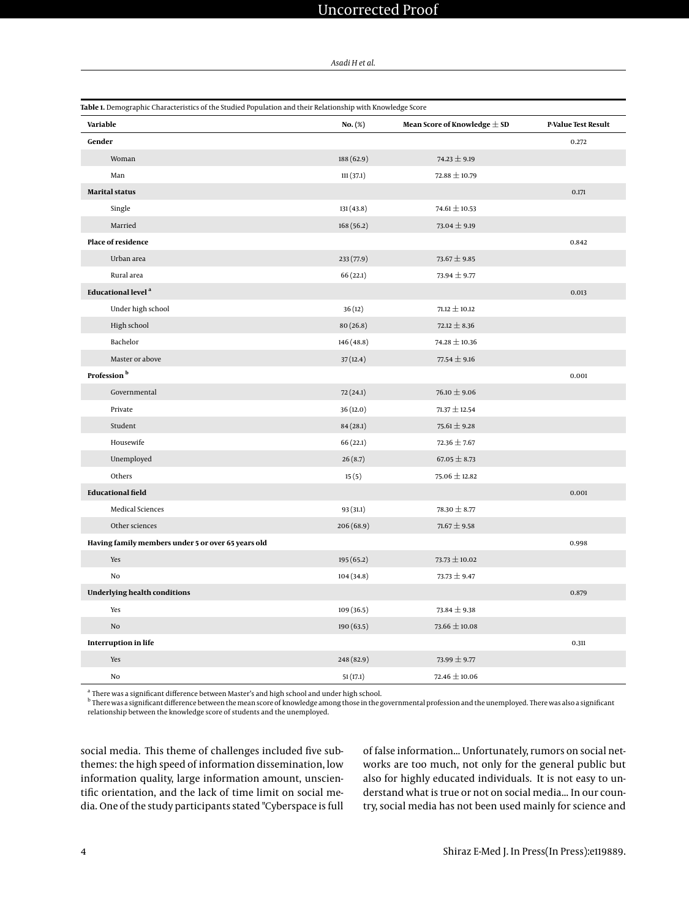**Table 1.** Demographic Characteristics of the Studied Population and their Relationship with Knowledge Score

| Variable | No. (%) | Mean Score of Knowledge ± SD | P-Value Test Result |
|---|---|---|---|
| **Gender** | | | 0.272 |
| Woman | 188 (62.9) | 74.23 ± 9.19 | |
| Man | 111 (37.1) | 72.88 ± 10.79 | |
| **Marital status** | | | 0.171 |
| Single | 131 (43.8) | 74.61 ± 10.53 | |
| Married | 168 (56.2) | 73.04 ± 9.19 | |
| **Place of residence** | | | 0.842 |
| Urban area | 233 (77.9) | 73.67 ± 9.85 | |
| Rural area | 66 (22.1) | 73.94 ± 9.77 | |
| **Educational level** [a] | | | 0.013 |
| Under high school | 36 (12) | 71.12 ± 10.12 | |
| High school | 80 (26.8) | 72.12 ± 8.36 | |
| Bachelor | 146 (48.8) | 74.28 ± 10.36 | |
| Master or above | 37 (12.4) | 77.54 ± 9.16 | |
| **Profession** [b] | | | 0.001 |
| Governmental | 72 (24.1) | 76.10 ± 9.06 | |
| Private | 36 (12.0) | 71.37 ± 12.54 | |
| Student | 84 (28.1) | 75.61 ± 9.28 | |
| Housewife | 66 (22.1) | 72.36 ± 7.67 | |
| Unemployed | 26 (8.7) | 67.05 ± 8.73 | |
| Others | 15 (5) | 75.06 ± 12.82 | |
| **Educational field** | | | 0.001 |
| Medical Sciences | 93 (31.1) | 78.30 ± 8.77 | |
| Other sciences | 206 (68.9) | 71.67 ± 9.58 | |
| **Having family members under 5 or over 65 years old** | | | 0.998 |
| Yes | 195 (65.2) | 73.73 ± 10.02 | |
| No | 104 (34.8) | 73.73 ± 9.47 | |
| **Underlying health conditions** | | | 0.879 |
| Yes | 109 (36.5) | 73.84 ± 9.38 | |
| No | 190 (63.5) | 73.66 ± 10.08 | |
| **Interruption in life** | | | 0.311 |
| Yes | 248 (82.9) | 73.99 ± 9.77 | |
| No | 51 (17.1) | 72.46 ± 10.06 | |

[a] There was a significant difference between Master's and high school and under high school.

[b] There was a significant difference between the mean score of knowledge among those in the governmental profession and the unemployed. There was also a significant relationship between the knowledge score of students and the unemployed.

social media. This theme of challenges included five subthemes: the high speed of information dissemination, low information quality, large information amount, unscientific orientation, and the lack of time limit on social media. One of the study participants stated "Cyberspace is full of false information... Unfortunately, rumors on social networks are too much, not only for the general public but also for highly educated individuals. It is not easy to understand what is true or not on social media... In our country, social media has not been used mainly for science and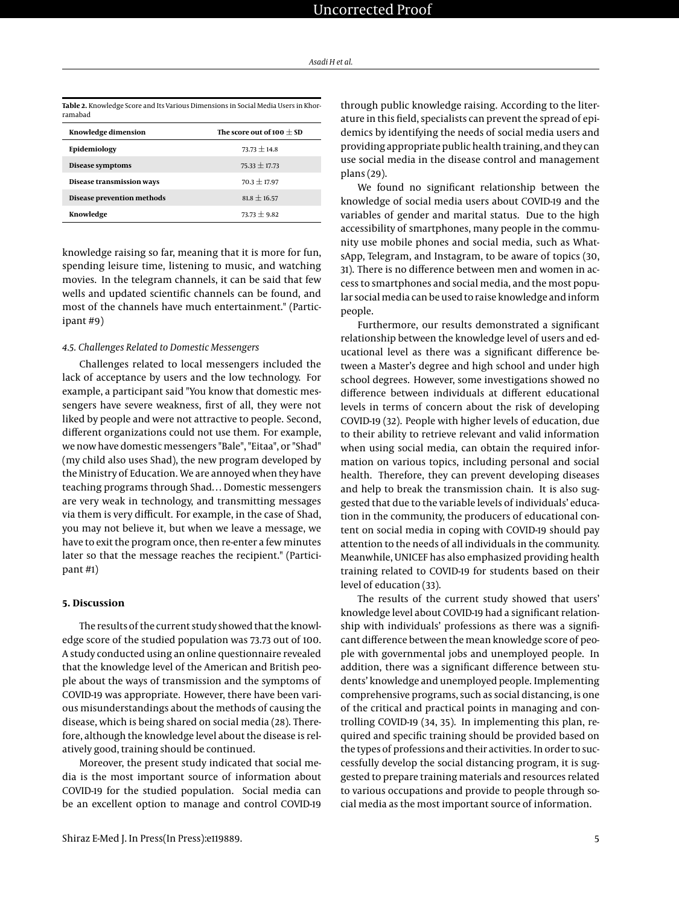**Table 2.** Knowledge Score and Its Various Dimensions in Social Media Users in Khorramabad

| Knowledge dimension | The score out of 100 ± SD |
|---|---|
| Epidemiology | 73.73 ± 14.8 |
| Disease symptoms | 75.33 ± 17.73 |
| Disease transmission ways | 70.3 ± 17.97 |
| Disease prevention methods | 81.8 ± 16.57 |
| Knowledge | 73.73 ± 9.82 |

knowledge raising so far, meaning that it is more for fun, spending leisure time, listening to music, and watching movies. In the telegram channels, it can be said that few wells and updated scientific channels can be found, and most of the channels have much entertainment." (Participant #9)

### 4.5. Challenges Related to Domestic Messengers

Challenges related to local messengers included the lack of acceptance by users and the low technology. For example, a participant said "You know that domestic messengers have severe weakness, first of all, they were not liked by people and were not attractive to people. Second, different organizations could not use them. For example, we now have domestic messengers "Bale", "Eitaa", or "Shad" (my child also uses Shad), the new program developed by the Ministry of Education. We are annoyed when they have teaching programs through Shad… Domestic messengers are very weak in technology, and transmitting messages via them is very difficult. For example, in the case of Shad, you may not believe it, but when we leave a message, we have to exit the program once, then re-enter a few minutes later so that the message reaches the recipient." (Participant #1)

## 5. Discussion

The results of the current study showed that the knowledge score of the studied population was 73.73 out of 100. A study conducted using an online questionnaire revealed that the knowledge level of the American and British people about the ways of transmission and the symptoms of COVID-19 was appropriate. However, there have been various misunderstandings about the methods of causing the disease, which is being shared on social media (28). Therefore, although the knowledge level about the disease is relatively good, training should be continued.

Moreover, the present study indicated that social media is the most important source of information about COVID-19 for the studied population. Social media can be an excellent option to manage and control COVID-19 through public knowledge raising. According to the literature in this field, specialists can prevent the spread of epidemics by identifying the needs of social media users and providing appropriate public health training, and they can use social media in the disease control and management plans (29).

We found no significant relationship between the knowledge of social media users about COVID-19 and the variables of gender and marital status. Due to the high accessibility of smartphones, many people in the community use mobile phones and social media, such as WhatsApp, Telegram, and Instagram, to be aware of topics (30, 31). There is no difference between men and women in access to smartphones and social media, and the most popular social media can be used to raise knowledge and inform people.

Furthermore, our results demonstrated a significant relationship between the knowledge level of users and educational level as there was a significant difference between a Master's degree and high school and under high school degrees. However, some investigations showed no difference between individuals at different educational levels in terms of concern about the risk of developing COVID-19 (32). People with higher levels of education, due to their ability to retrieve relevant and valid information when using social media, can obtain the required information on various topics, including personal and social health. Therefore, they can prevent developing diseases and help to break the transmission chain. It is also suggested that due to the variable levels of individuals' education in the community, the producers of educational content on social media in coping with COVID-19 should pay attention to the needs of all individuals in the community. Meanwhile, UNICEF has also emphasized providing health training related to COVID-19 for students based on their level of education (33).

The results of the current study showed that users' knowledge level about COVID-19 had a significant relationship with individuals' professions as there was a significant difference between the mean knowledge score of people with governmental jobs and unemployed people. In addition, there was a significant difference between students' knowledge and unemployed people. Implementing comprehensive programs, such as social distancing, is one of the critical and practical points in managing and controlling COVID-19 (34, 35). In implementing this plan, required and specific training should be provided based on the types of professions and their activities. In order to successfully develop the social distancing program, it is suggested to prepare training materials and resources related to various occupations and provide to people through social media as the most important source of information.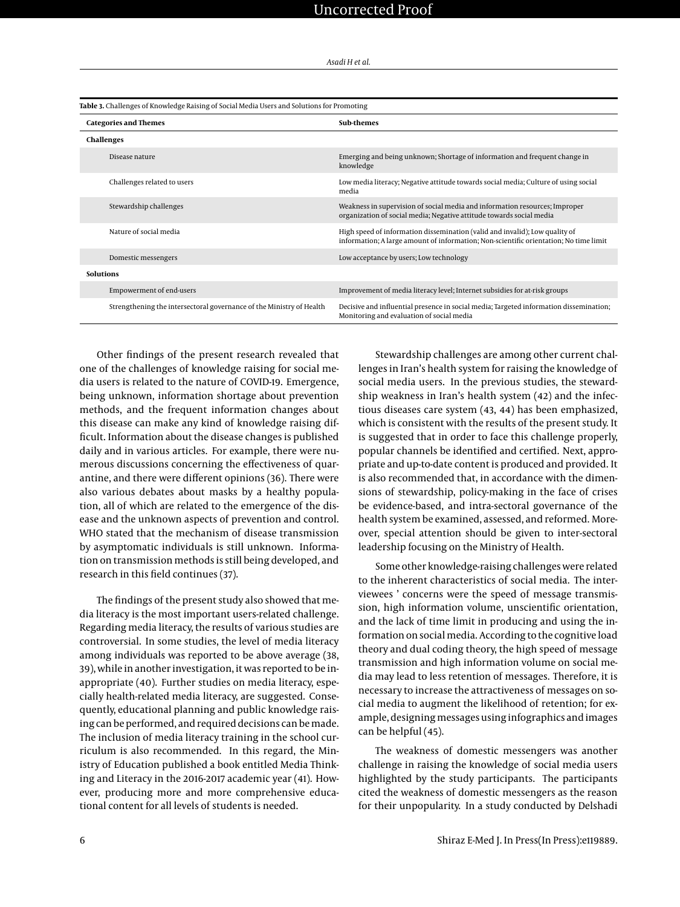**Table 3.** Challenges of Knowledge Raising of Social Media Users and Solutions for Promoting

| Categories and Themes | Sub-themes |
| --- | --- |
| **Challenges** | |
| Disease nature | Emerging and being unknown; Shortage of information and frequent change in knowledge |
| Challenges related to users | Low media literacy; Negative attitude towards social media; Culture of using social media |
| Stewardship challenges | Weakness in supervision of social media and information resources; Improper organization of social media; Negative attitude towards social media |
| Nature of social media | High speed of information dissemination (valid and invalid); Low quality of information; A large amount of information; Non-scientific orientation; No time limit |
| Domestic messengers | Low acceptance by users; Low technology |
| **Solutions** | |
| Empowerment of end-users | Improvement of media literacy level; Internet subsidies for at-risk groups |
| Strengthening the intersectoral governance of the Ministry of Health | Decisive and influential presence in social media; Targeted information dissemination; Monitoring and evaluation of social media |

Other findings of the present research revealed that one of the challenges of knowledge raising for social media users is related to the nature of COVID-19. Emergence, being unknown, information shortage about prevention methods, and the frequent information changes about this disease can make any kind of knowledge raising difficult. Information about the disease changes is published daily and in various articles. For example, there were numerous discussions concerning the effectiveness of quarantine, and there were different opinions (36). There were also various debates about masks by a healthy population, all of which are related to the emergence of the disease and the unknown aspects of prevention and control. WHO stated that the mechanism of disease transmission by asymptomatic individuals is still unknown. Information on transmission methods is still being developed, and research in this field continues (37).

The findings of the present study also showed that media literacy is the most important users-related challenge. Regarding media literacy, the results of various studies are controversial. In some studies, the level of media literacy among individuals was reported to be above average (38, 39), while in another investigation, it was reported to be inappropriate (40). Further studies on media literacy, especially health-related media literacy, are suggested. Consequently, educational planning and public knowledge raising can be performed, and required decisions can be made. The inclusion of media literacy training in the school curriculum is also recommended. In this regard, the Ministry of Education published a book entitled Media Thinking and Literacy in the 2016-2017 academic year (41). However, producing more and more comprehensive educational content for all levels of students is needed.

Stewardship challenges are among other current challenges in Iran's health system for raising the knowledge of social media users. In the previous studies, the stewardship weakness in Iran's health system (42) and the infectious diseases care system (43, 44) has been emphasized, which is consistent with the results of the present study. It is suggested that in order to face this challenge properly, popular channels be identified and certified. Next, appropriate and up-to-date content is produced and provided. It is also recommended that, in accordance with the dimensions of stewardship, policy-making in the face of crises be evidence-based, and intra-sectoral governance of the health system be examined, assessed, and reformed. Moreover, special attention should be given to inter-sectoral leadership focusing on the Ministry of Health.

Some other knowledge-raising challenges were related to the inherent characteristics of social media. The interviewees ' concerns were the speed of message transmission, high information volume, unscientific orientation, and the lack of time limit in producing and using the information on social media. According to the cognitive load theory and dual coding theory, the high speed of message transmission and high information volume on social media may lead to less retention of messages. Therefore, it is necessary to increase the attractiveness of messages on social media to augment the likelihood of retention; for example, designing messages using infographics and images can be helpful (45).

The weakness of domestic messengers was another challenge in raising the knowledge of social media users highlighted by the study participants. The participants cited the weakness of domestic messengers as the reason for their unpopularity. In a study conducted by Delshadi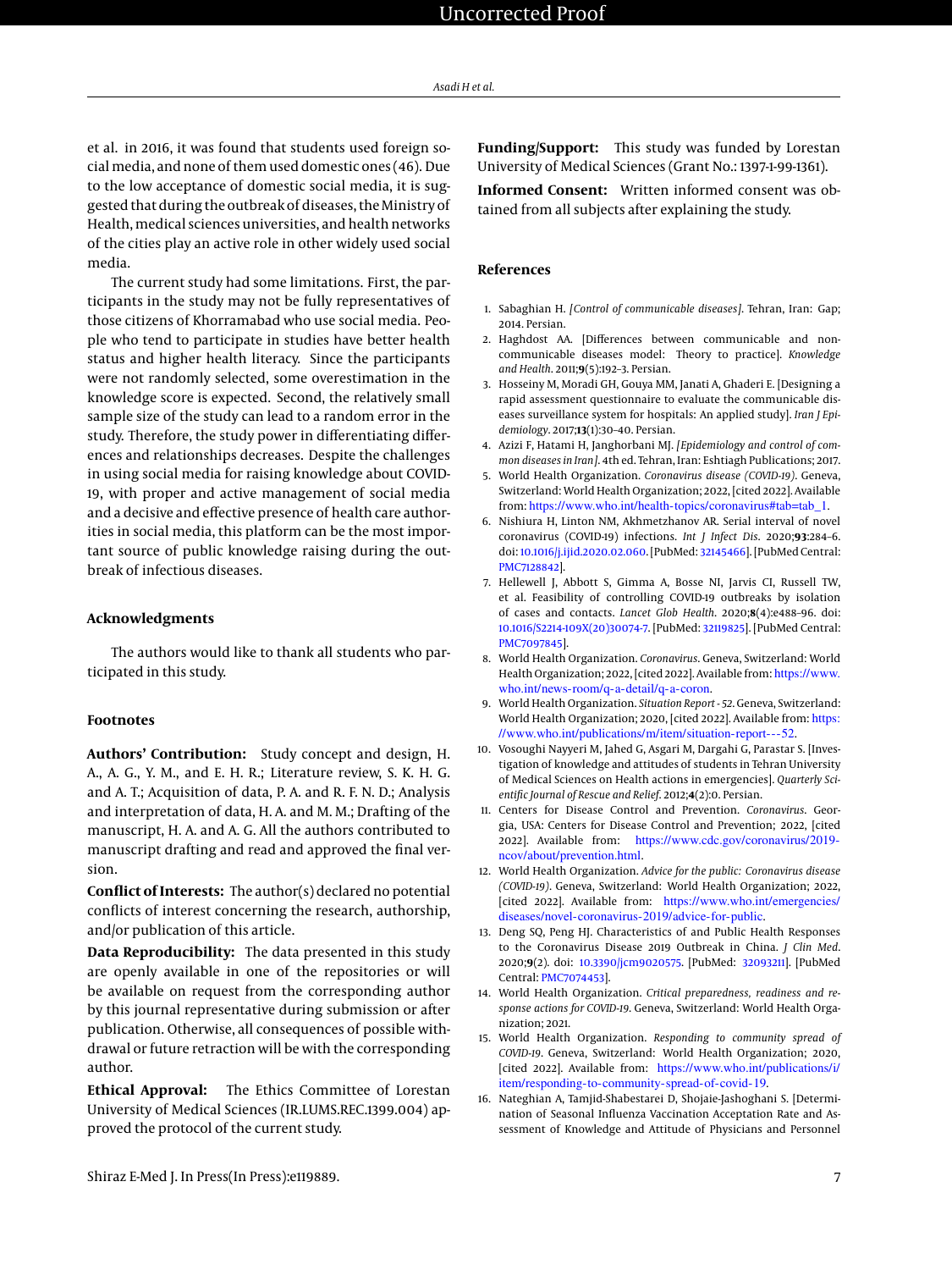et al. in 2016, it was found that students used foreign social media, and none of them used domestic ones (46). Due to the low acceptance of domestic social media, it is suggested that during the outbreak of diseases, the Ministry of Health, medical sciences universities, and health networks of the cities play an active role in other widely used social media.

The current study had some limitations. First, the participants in the study may not be fully representatives of those citizens of Khorramabad who use social media. People who tend to participate in studies have better health status and higher health literacy. Since the participants were not randomly selected, some overestimation in the knowledge score is expected. Second, the relatively small sample size of the study can lead to a random error in the study. Therefore, the study power in differentiating differences and relationships decreases. Despite the challenges in using social media for raising knowledge about COVID-19, with proper and active management of social media and a decisive and effective presence of health care authorities in social media, this platform can be the most important source of public knowledge raising during the outbreak of infectious diseases.

## Acknowledgments

The authors would like to thank all students who participated in this study.

## Footnotes

**Authors' Contribution:** Study concept and design, H. A., A. G., Y. M., and E. H. R.; Literature review, S. K. H. G. and A. T.; Acquisition of data, P. A. and R. F. N. D.; Analysis and interpretation of data, H. A. and M. M.; Drafting of the manuscript, H. A. and A. G. All the authors contributed to manuscript drafting and read and approved the final version.

**Conflict of Interests:** The author(s) declared no potential conflicts of interest concerning the research, authorship, and/or publication of this article.

**Data Reproducibility:** The data presented in this study are openly available in one of the repositories or will be available on request from the corresponding author by this journal representative during submission or after publication. Otherwise, all consequences of possible withdrawal or future retraction will be with the corresponding author.

**Ethical Approval:** The Ethics Committee of Lorestan University of Medical Sciences (IR.LUMS.REC.1399.004) approved the protocol of the current study.

**Funding/Support:** This study was funded by Lorestan University of Medical Sciences (Grant No.: 1397-1-99-1361).

**Informed Consent:** Written informed consent was obtained from all subjects after explaining the study.

## References

1. Sabaghian H. *[Control of communicable diseases]*. Tehran, Iran: Gap; 2014. Persian.
2. Haghdost AA. [Differences between communicable and non-communicable diseases model: Theory to practice]. *Knowledge and Health*. 2011;**9**(5):192–3. Persian.
3. Hosseiny M, Moradi GH, Gouya MM, Janati A, Ghaderi E. [Designing a rapid assessment questionnaire to evaluate the communicable diseases surveillance system for hospitals: An applied study]. *Iran J Epidemiology*. 2017;**13**(1):30–40. Persian.
4. Azizi F, Hatami H, Janghorbani MJ. *[Epidemiology and control of common diseases in Iran]*. 4th ed. Tehran, Iran: Eshtiagh Publications; 2017.
5. World Health Organization. *Coronavirus disease (COVID-19)*. Geneva, Switzerland: World Health Organization; 2022, [cited 2022]. Available from: https://www.who.int/health-topics/coronavirus#tab=tab_1.
6. Nishiura H, Linton NM, Akhmetzhanov AR. Serial interval of novel coronavirus (COVID-19) infections. *Int J Infect Dis*. 2020;**93**:284–6. doi: 10.1016/j.ijid.2020.02.060. [PubMed: 32145466]. [PubMed Central: PMC7128842].
7. Hellewell J, Abbott S, Gimma A, Bosse NI, Jarvis CI, Russell TW, et al. Feasibility of controlling COVID-19 outbreaks by isolation of cases and contacts. *Lancet Glob Health*. 2020;**8**(4):e488–96. doi: 10.1016/S2214-109X(20)30074-7. [PubMed: 32119825]. [PubMed Central: PMC7097845].
8. World Health Organization. *Coronavirus*. Geneva, Switzerland: World Health Organization; 2022, [cited 2022]. Available from: https://www.who.int/news-room/q-a-detail/q-a-coron.
9. World Health Organization. *Situation Report - 52*. Geneva, Switzerland: World Health Organization; 2020, [cited 2022]. Available from: https://www.who.int/publications/m/item/situation-report---52.
10. Vosoughi Nayyeri M, Jahed G, Asgari M, Dargahi G, Parastar S. [Investigation of knowledge and attitudes of students in Tehran University of Medical Sciences on Health actions in emergencies]. *Quarterly Scientific Journal of Rescue and Relief*. 2012;**4**(2):0. Persian.
11. Centers for Disease Control and Prevention. *Coronavirus*. Georgia, USA: Centers for Disease Control and Prevention; 2022, [cited 2022]. Available from: https://www.cdc.gov/coronavirus/2019-ncov/about/prevention.html.
12. World Health Organization. *Advice for the public: Coronavirus disease (COVID-19)*. Geneva, Switzerland: World Health Organization; 2022, [cited 2022]. Available from: https://www.who.int/emergencies/diseases/novel-coronavirus-2019/advice-for-public.
13. Deng SQ, Peng HJ. Characteristics of and Public Health Responses to the Coronavirus Disease 2019 Outbreak in China. *J Clin Med*. 2020;**9**(2). doi: 10.3390/jcm9020575. [PubMed: 32093211]. [PubMed Central: PMC7074453].
14. World Health Organization. *Critical preparedness, readiness and response actions for COVID-19*. Geneva, Switzerland: World Health Organization; 2021.
15. World Health Organization. *Responding to community spread of COVID-19*. Geneva, Switzerland: World Health Organization; 2020, [cited 2022]. Available from: https://www.who.int/publications/i/item/responding-to-community-spread-of-covid-19.
16. Nateghian A, Tamjid-Shabestarei D, Shojaie-Jashoghani S. [Determination of Seasonal Influenza Vaccination Acceptation Rate and Assessment of Knowledge and Attitude of Physicians and Personnel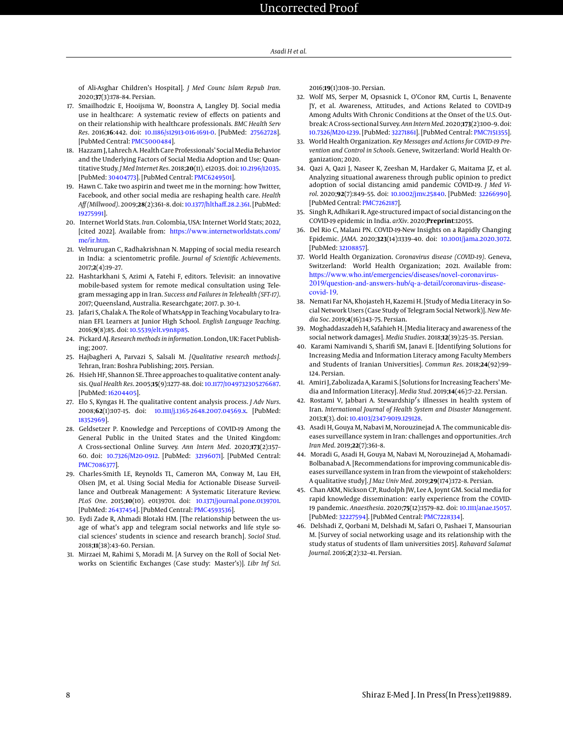of Ali-Asghar Children's Hospital]. *J Med Counc Islam Repub Iran*. 2020;**37**(3):178–84. Persian.

17. Smailhodzic E, Hooijsma W, Boonstra A, Langley DJ. Social media use in healthcare: A systematic review of effects on patients and on their relationship with healthcare professionals. *BMC Health Serv Res*. 2016;**16**:442. doi: 10.1186/s12913-016-1691-0. [PubMed: 27562728]. [PubMed Central: PMC5000484].
18. Hazzam J, Lahrech A. Health Care Professionals' Social Media Behavior and the Underlying Factors of Social Media Adoption and Use: Quantitative Study. *J Med Internet Res*. 2018;**20**(11). e12035. doi: 10.2196/12035. [PubMed: 30404773]. [PubMed Central: PMC6249501].
19. Hawn C. Take two aspirin and tweet me in the morning: how Twitter, Facebook, and other social media are reshaping health care. *Health Aff (Millwood)*. 2009;**28**(2):361–8. doi: 10.1377/hlthaff.28.2.361. [PubMed: 19275991].
20. Internet World Stats. *Iran*. Colombia, USA: Internet World Stats; 2022, [cited 2022]. Available from: https://www.internetworldstats.com/me/ir.htm.
21. Velmurugan C, Radhakrishnan N. Mapping of social media research in India: a scientometric profile. *Journal of Scientific Achievements*. 2017;**2**(4):19–27.
22. Hashtarkhani S, Azimi A, Fatehi F, editors. Televisit: an innovative mobile-based system for remote medical consultation using Telegram messaging app in Iran. *Success and Failures in Telehealth (SFT-17)*. 2017; Queensland, Australia. Researchgate; 2017. p. 30–1.
23. Jafari S, Chalak A. The Role of WhatsApp in Teaching Vocabulary to Iranian EFL Learners at Junior High School. *English Language Teaching*. 2016;**9**(8):85. doi: 10.5539/elt.v9n8p85.
24. Pickard AJ. *Research methods in information*. London, UK: Facet Publishing; 2007.
25. Hajbagheri A, Parvazi S, Salsali M. *[Qualitative research methods]*. Tehran, Iran: Boshra Publishing; 2015. Persian.
26. Hsieh HF, Shannon SE. Three approaches to qualitative content analysis. *Qual Health Res*. 2005;**15**(9):1277–88. doi: 10.1177/1049732305276687. [PubMed: 16204405].
27. Elo S, Kyngas H. The qualitative content analysis process. *J Adv Nurs*. 2008;**62**(1):107–15. doi: 10.1111/j.1365-2648.2007.04569.x. [PubMed: 18352969].
28. Geldsetzer P. Knowledge and Perceptions of COVID-19 Among the General Public in the United States and the United Kingdom: A Cross-sectional Online Survey. *Ann Intern Med*. 2020;**173**(2):157–60. doi: 10.7326/M20-0912. [PubMed: 32196071]. [PubMed Central: PMC7086377].
29. Charles-Smith LE, Reynolds TL, Cameron MA, Conway M, Lau EH, Olsen JM, et al. Using Social Media for Actionable Disease Surveillance and Outbreak Management: A Systematic Literature Review. *PLoS One*. 2015;**10**(10). e0139701. doi: 10.1371/journal.pone.0139701. [PubMed: 26437454]. [PubMed Central: PMC4593536].
30. Eydi Zade R, Ahmadi Blotaki HM. [The relationship between the usage of what's app and telegram social networks and life style social sciences' students in science and research branch]. *Sociol Stud*. 2018;**11**(38):43–60. Persian.
31. Mirzaei M, Rahimi S, Moradi M. [A Survey on the Roll of Social Networks on Scientific Exchanges (Case study: Master's)]. *Libr Inf Sci*. 2016;**19**(1):108–30. Persian.
32. Wolf MS, Serper M, Opsasnick L, O'Conor RM, Curtis L, Benavente JY, et al. Awareness, Attitudes, and Actions Related to COVID-19 Among Adults With Chronic Conditions at the Onset of the U.S. Outbreak: A Cross-sectional Survey. *Ann Intern Med*. 2020;**173**(2):100–9. doi: 10.7326/M20-1239. [PubMed: 32271861]. [PubMed Central: PMC7151355].
33. World Health Organization. *Key Messages and Actions for COVID-19 Prevention and Control in Schools*. Geneve, Switzerland: World Health Organization; 2020.
34. Qazi A, Qazi J, Naseer K, Zeeshan M, Hardaker G, Maitama JZ, et al. Analyzing situational awareness through public opinion to predict adoption of social distancing amid pandemic COVID-19. *J Med Virol*. 2020;**92**(7):849–55. doi: 10.1002/jmv.25840. [PubMed: 32266990]. [PubMed Central: PMC7262187].
35. Singh R, Adhikari R. Age-structured impact of social distancing on the COVID-19 epidemic in India. *arXiv*. 2020;**Preprint**:12055.
36. Del Rio C, Malani PN. COVID-19-New Insights on a Rapidly Changing Epidemic. *JAMA*. 2020;**323**(14):1339–40. doi: 10.1001/jama.2020.3072. [PubMed: 32108857].
37. World Health Organization. *Coronavirus disease (COVID-19)*. Geneva, Switzerland: World Health Organization; 2021. Available from: https://www.who.int/emergencies/diseases/novel-coronavirus-2019/question-and-answers-hub/q-a-detail/coronavirus-disease-covid-19.
38. Nemati Far NA, Khojasteh H, Kazemi H. [Study of Media Literacy in Social Network Users (Case Study of Telegram Social Network)]. *New Media Soc*. 2019;**4**(16):143–75. Persian.
39. Moghaddaszadeh H, Safahieh H. [Media literacy and awareness of the social network damages]. *Media Studies*. 2018;**12**(39):25–35. Persian.
40. Karami Namivandi S, Sharifi SM, Janavi E. [Identifying Solutions for Increasing Media and Information Literacy among Faculty Members and Students of Iranian Universities]. *Commun Res*. 2018;**24**(92):99–124. Persian.
41. Amiri J, Zabolizada A, Karami S. [Solutions for Increasing Teachers' Media and Information Literacy]. *Media Stud*. 2019;**14**(46):7–22. Persian.
42. Rostami V, Jabbari A. Stewardship′s illnesses in health system of Iran. *International Journal of Health System and Disaster Management*. 2013;**1**(3). doi: 10.4103/2347-9019.129128.
43. Asadi H, Gouya M, Nabavi M, Norouzinejad A. The communicable diseases surveillance system in Iran: challenges and opportunities. *Arch Iran Med*. 2019;**22**(7):361–8.
44. Moradi G, Asadi H, Gouya M, Nabavi M, Norouzinejad A, Mohamadi-Bolbanabad A. [Recommendations for improving communicable diseases surveillance system in Iran from the viewpoint of stakeholders: A qualitative study]. *J Maz Univ Med*. 2019;**29**(174):172–8. Persian.
45. Chan AKM, Nickson CP, Rudolph JW, Lee A, Joynt GM. Social media for rapid knowledge dissemination: early experience from the COVID-19 pandemic. *Anaesthesia*. 2020;**75**(12):1579–82. doi: 10.1111/anae.15057. [PubMed: 32227594]. [PubMed Central: PMC7228334].
46. Delshadi Z, Qorbani M, Delshadi M, Safari O, Pashaei T, Mansourian M. [Survey of social networking usage and its relationship with the study status of students of Ilam universities 2015]. *Rahavard Salamat Journal*. 2016;**2**(2):32–41. Persian.